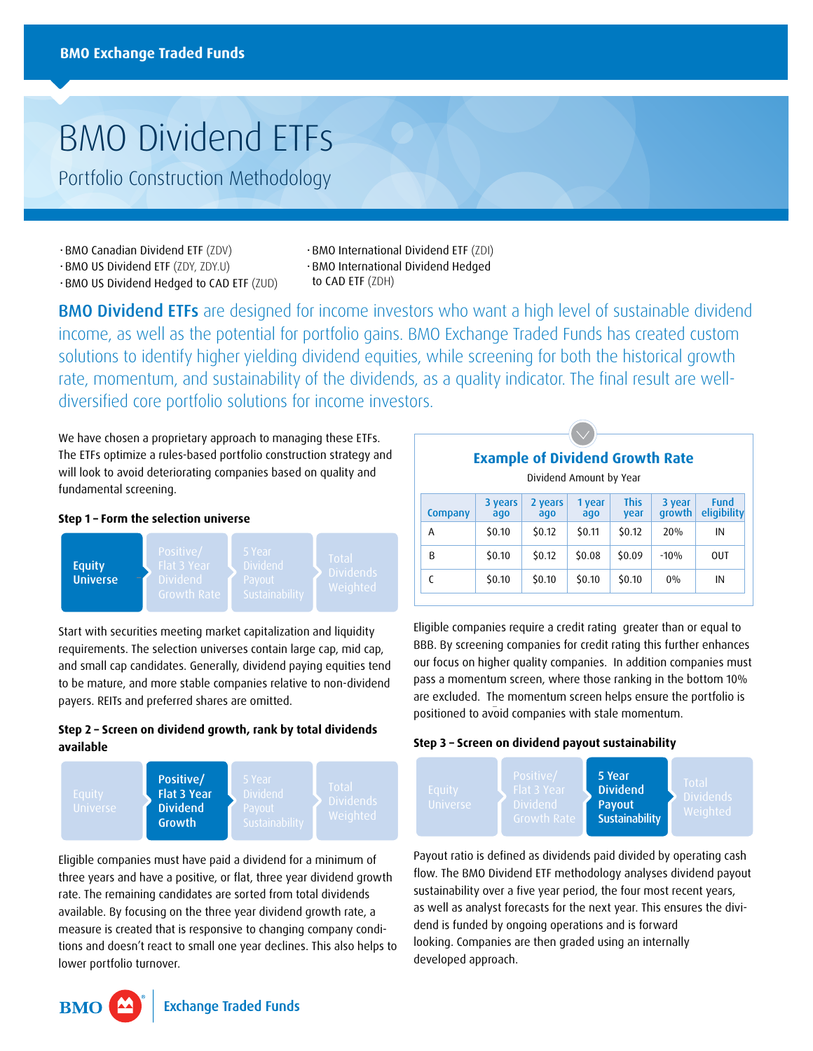BMO Exchange Traded Funds

# BMO Dividend ETFs

## Portfolio Construction Methodology

- BMO Canadian Dividend ETF (ZDV)
- BMO US Dividend ETF (ZDY, ZDY.U)
- BMO US Dividend Hedged to CAD ETF (ZUD)
- BMO International Dividend ETF (ZDI)
- BMO International Dividend Hedged to CAD ETF (ZDH)

**BMO Dividend ETFs** are designed for income investors who want a high level of sustainable dividend income, as well as the potential for portfolio gains. BMO Exchange Traded Funds has created custom solutions to identify higher yielding dividend equities, while screening for both the historical growth rate, momentum, and sustainability of the dividends, as a quality indicator. The final result are well-diversified core portfolio solutions for income investors.

We have chosen a proprietary approach to managing these ETFs. The ETFs optimize a rules-based portfolio construction strategy and will look to avoid deteriorating companies based on quality and fundamental screening.

### Step 1 – Form the selection universe

**Equity Universe** → Positive/Flat 3 Year Dividend Growth Rate → 5 Year Dividend Payout Sustainability → Total Dividends Weighted

Start with securities meeting market capitalization and liquidity requirements. The selection universes contain large cap, mid cap, and small cap candidates. Generally, dividend paying equities tend to be mature, and more stable companies relative to non-dividend payers. REITs and preferred shares are omitted.

### Step 2 – Screen on dividend growth, rank by total dividends available

Equity Universe → **Positive/Flat 3 Year Dividend Growth** → 5 Year Dividend Payout Sustainability → Total Dividends Weighted

Eligible companies must have paid a dividend for a minimum of three years and have a positive, or flat, three year dividend growth rate. The remaining candidates are sorted from total dividends available. By focusing on the three year dividend growth rate, a measure is created that is responsive to changing company conditions and doesn't react to small one year declines. This also helps to lower portfolio turnover.

### Example of Dividend Growth Rate

Dividend Amount by Year

| Company | 3 years ago | 2 years ago | 1 year ago | This year | 3 year growth | Fund eligibility |
|---|---|---|---|---|---|---|
| A | $0.10 | $0.12 | $0.11 | $0.12 | 20% | IN |
| B | $0.10 | $0.12 | $0.08 | $0.09 | -10% | OUT |
| C | $0.10 | $0.10 | $0.10 | $0.10 | 0% | IN |

Eligible companies require a credit rating greater than or equal to BBB. By screening companies for credit rating this further enhances our focus on higher quality companies. In addition companies must pass a momentum screen, where those ranking in the bottom 10% are excluded. The momentum screen helps ensure the portfolio is positioned to avoid companies with stale momentum.

### Step 3 – Screen on dividend payout sustainability

Equity Universe → Positive/Flat 3 Year Dividend Growth Rate → **5 Year Dividend Payout Sustainability** → Total Dividends Weighted

Payout ratio is defined as dividends paid divided by operating cash flow. The BMO Dividend ETF methodology analyses dividend payout sustainability over a five year period, the four most recent years, as well as analyst forecasts for the next year. This ensures the dividend is funded by ongoing operations and is forward looking. Companies are then graded using an internally developed approach.

BMO Exchange Traded Funds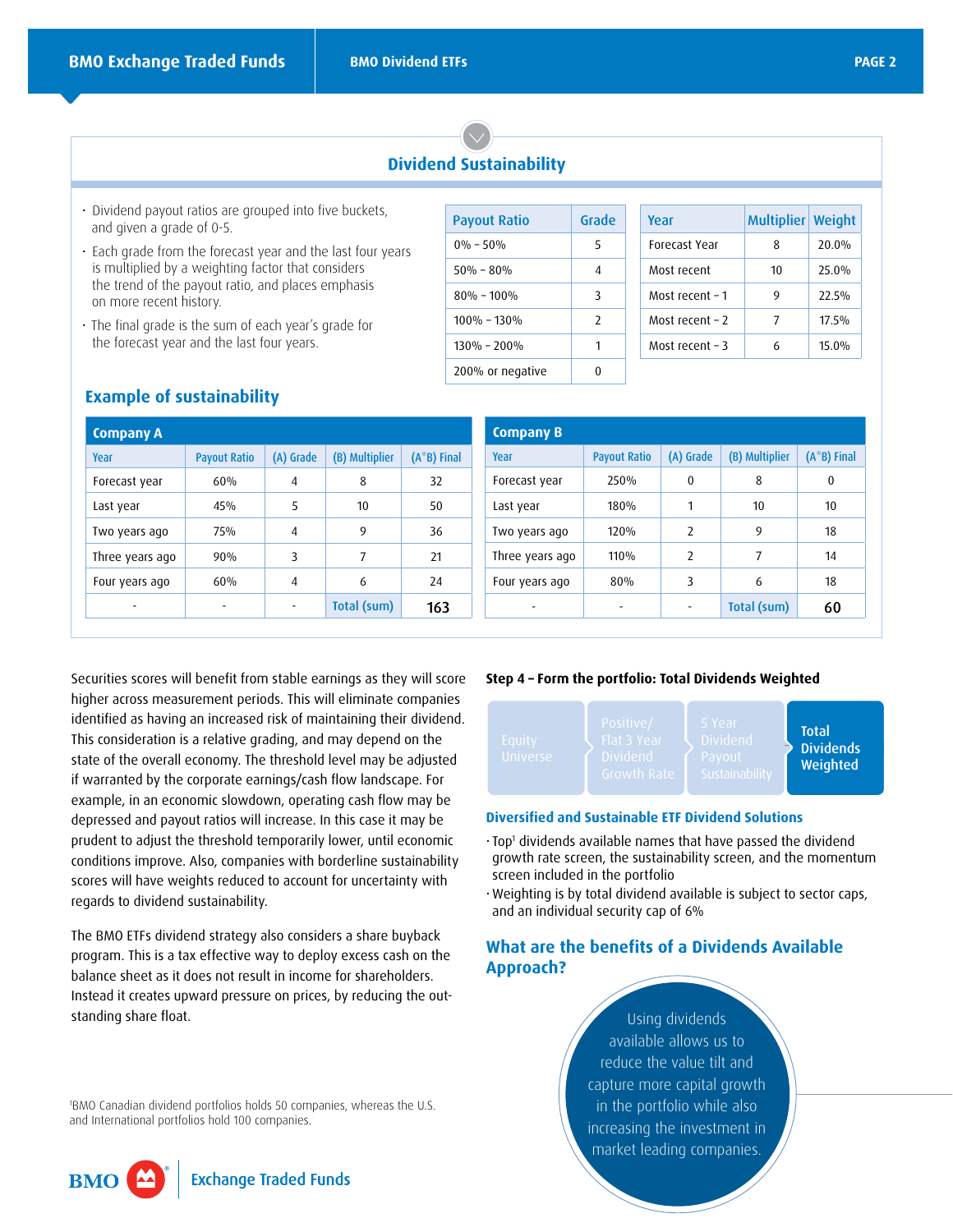## Dividend Sustainability

- Dividend payout ratios are grouped into five buckets, and given a grade of 0-5.
- Each grade from the forecast year and the last four years is multiplied by a weighting factor that considers the trend of the payout ratio, and places emphasis on more recent history.
- The final grade is the sum of each year's grade for the forecast year and the last four years.

| Payout Ratio | Grade |
|---|---|
| 0% – 50% | 5 |
| 50% – 80% | 4 |
| 80% – 100% | 3 |
| 100% – 130% | 2 |
| 130% – 200% | 1 |
| 200% or negative | 0 |

| Year | Multiplier | Weight |
|---|---|---|
| Forecast Year | 8 | 20.0% |
| Most recent | 10 | 25.0% |
| Most recent – 1 | 9 | 22.5% |
| Most recent – 2 | 7 | 17.5% |
| Most recent – 3 | 6 | 15.0% |

### Example of sustainability

**Company A**

| Year | Payout Ratio | (A) Grade | (B) Multiplier | (A*B) Final |
|---|---|---|---|---|
| Forecast year | 60% | 4 | 8 | 32 |
| Last year | 45% | 5 | 10 | 50 |
| Two years ago | 75% | 4 | 9 | 36 |
| Three years ago | 90% | 3 | 7 | 21 |
| Four years ago | 60% | 4 | 6 | 24 |
| - | - | - | Total (sum) | **163** |

**Company B**

| Year | Payout Ratio | (A) Grade | (B) Multiplier | (A*B) Final |
|---|---|---|---|---|
| Forecast year | 250% | 0 | 8 | 0 |
| Last year | 180% | 1 | 10 | 10 |
| Two years ago | 120% | 2 | 9 | 18 |
| Three years ago | 110% | 2 | 7 | 14 |
| Four years ago | 80% | 3 | 6 | 18 |
| - | - | - | Total (sum) | **60** |

Securities scores will benefit from stable earnings as they will score higher across measurement periods. This will eliminate companies identified as having an increased risk of maintaining their dividend. This consideration is a relative grading, and may depend on the state of the overall economy. The threshold level may be adjusted if warranted by the corporate earnings/cash flow landscape. For example, in an economic slowdown, operating cash flow may be depressed and payout ratios will increase. In this case it may be prudent to adjust the threshold temporarily lower, until economic conditions improve. Also, companies with borderline sustainability scores will have weights reduced to account for uncertainty with regards to dividend sustainability.

The BMO ETFs dividend strategy also considers a share buyback program. This is a tax effective way to deploy excess cash on the balance sheet as it does not result in income for shareholders. Instead it creates upward pressure on prices, by reducing the outstanding share float.

**Step 4 – Form the portfolio: Total Dividends Weighted**

Equity Universe → Positive/Flat 3 Year Dividend Growth Rate → 5 Year Dividend Payout Sustainability → **Total Dividends Weighted**

### Diversified and Sustainable ETF Dividend Solutions

- Top[1] dividends available names that have passed the dividend growth rate screen, the sustainability screen, and the momentum screen included in the portfolio
- Weighting is by total dividend available is subject to sector caps, and an individual security cap of 6%

## What are the benefits of a Dividends Available Approach?

Using dividends available allows us to reduce the value tilt and capture more capital growth in the portfolio while also increasing the investment in market leading companies.

[1]BMO Canadian dividend portfolios holds 50 companies, whereas the U.S. and International portfolios hold 100 companies.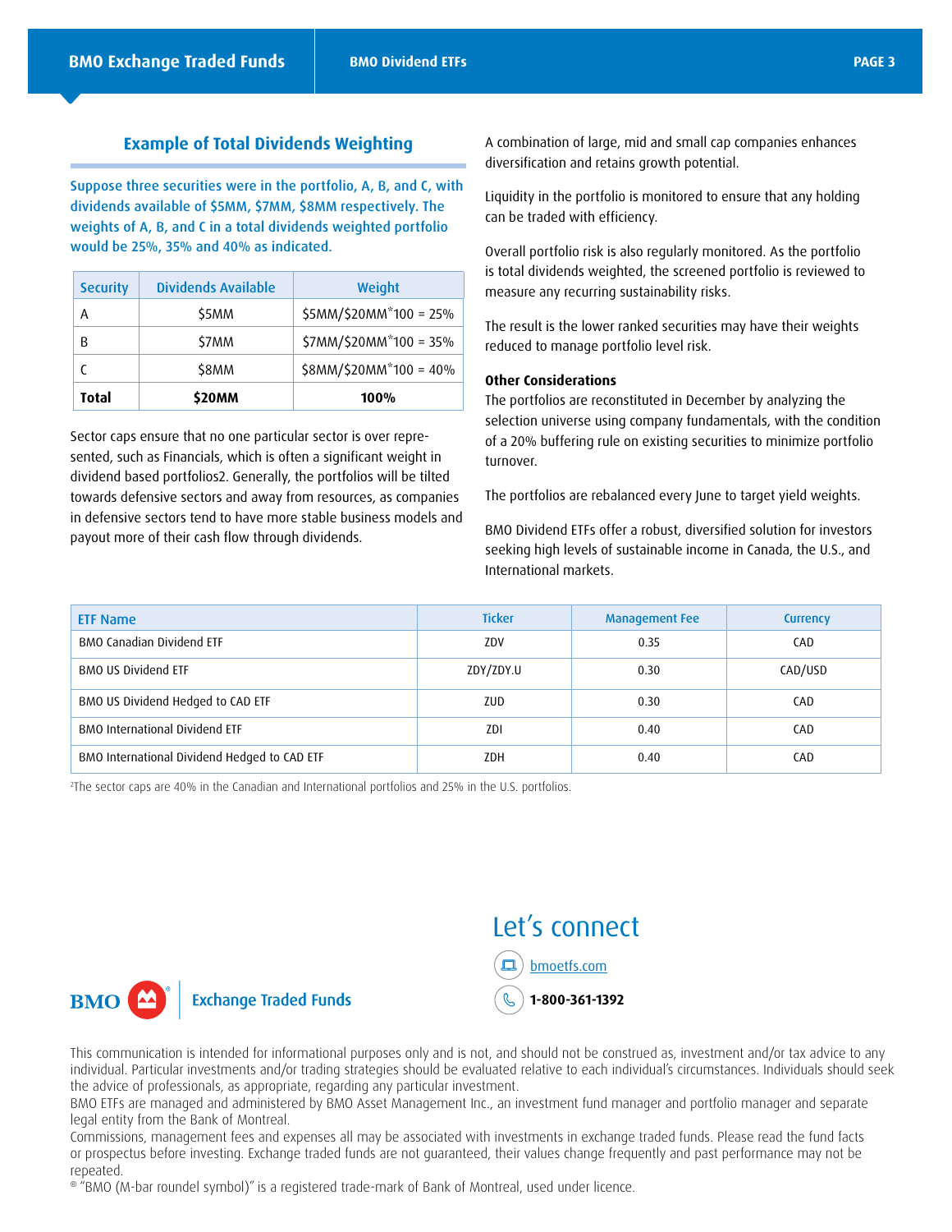### Example of Total Dividends Weighting

Suppose three securities were in the portfolio, A, B, and C, with dividends available of $5MM, $7MM, $8MM respectively. The weights of A, B, and C in a total dividends weighted portfolio would be 25%, 35% and 40% as indicated.

| Security | Dividends Available | Weight |
|---|---|---|
| A | $5MM | $5MM/$20MM*100 = 25% |
| B | $7MM | $7MM/$20MM*100 = 35% |
| C | $8MM | $8MM/$20MM*100 = 40% |
| **Total** | **$20MM** | **100%** |

Sector caps ensure that no one particular sector is over represented, such as Financials, which is often a significant weight in dividend based portfolios2. Generally, the portfolios will be tilted towards defensive sectors and away from resources, as companies in defensive sectors tend to have more stable business models and payout more of their cash flow through dividends.

A combination of large, mid and small cap companies enhances diversification and retains growth potential.

Liquidity in the portfolio is monitored to ensure that any holding can be traded with efficiency.

Overall portfolio risk is also regularly monitored. As the portfolio is total dividends weighted, the screened portfolio is reviewed to measure any recurring sustainability risks.

The result is the lower ranked securities may have their weights reduced to manage portfolio level risk.

**Other Considerations**

The portfolios are reconstituted in December by analyzing the selection universe using company fundamentals, with the condition of a 20% buffering rule on existing securities to minimize portfolio turnover.

The portfolios are rebalanced every June to target yield weights.

BMO Dividend ETFs offer a robust, diversified solution for investors seeking high levels of sustainable income in Canada, the U.S., and International markets.

| ETF Name | Ticker | Management Fee | Currency |
|---|---|---|---|
| BMO Canadian Dividend ETF | ZDV | 0.35 | CAD |
| BMO US Dividend ETF | ZDY/ZDY.U | 0.30 | CAD/USD |
| BMO US Dividend Hedged to CAD ETF | ZUD | 0.30 | CAD |
| BMO International Dividend ETF | ZDI | 0.40 | CAD |
| BMO International Dividend Hedged to CAD ETF | ZDH | 0.40 | CAD |

[2]The sector caps are 40% in the Canadian and International portfolios and 25% in the U.S. portfolios.

BMO Exchange Traded Funds

## Let's connect

bmoetfs.com

**1-800-361-1392**

This communication is intended for informational purposes only and is not, and should not be construed as, investment and/or tax advice to any individual. Particular investments and/or trading strategies should be evaluated relative to each individual's circumstances. Individuals should seek the advice of professionals, as appropriate, regarding any particular investment.

BMO ETFs are managed and administered by BMO Asset Management Inc., an investment fund manager and portfolio manager and separate legal entity from the Bank of Montreal.

Commissions, management fees and expenses all may be associated with investments in exchange traded funds. Please read the fund facts or prospectus before investing. Exchange traded funds are not guaranteed, their values change frequently and past performance may not be repeated.

® "BMO (M-bar roundel symbol)" is a registered trade-mark of Bank of Montreal, used under licence.